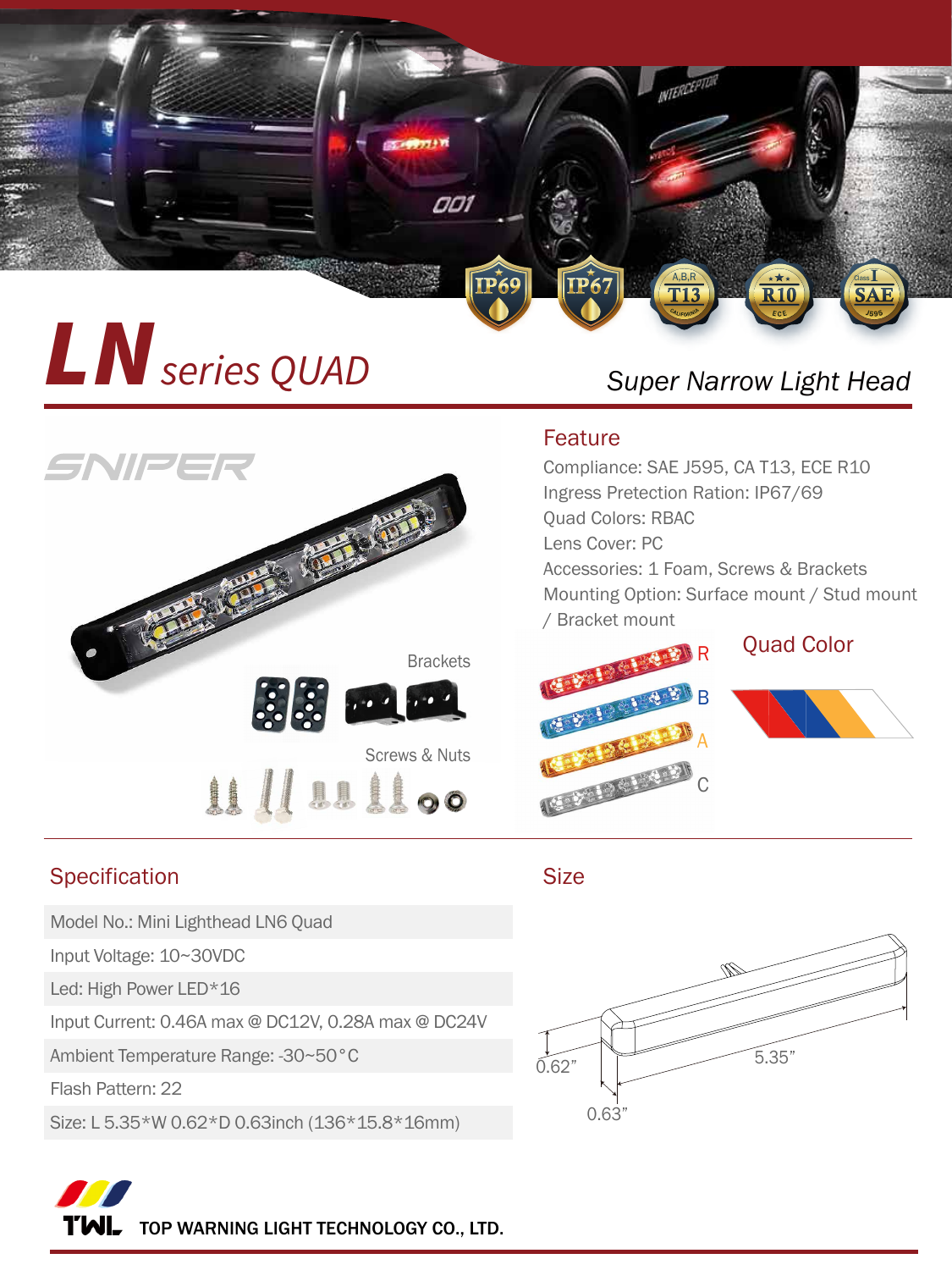# LN series QUAD

Super Narrow Light Head

SNIPER

## Feature

Compliance: SAE J595, CA T13, ECE R10
Ingress Pretection Ration: IP67/69
Quad Colors: RBAC
Lens Cover: PC
Accessories: 1 Foam, Screws & Brackets
Mounting Option: Surface mount / Stud mount / Bracket mount

Brackets

Screws & Nuts

R
B
A
C

Quad Color

## Specification

| Model No.: Mini Lighthead LN6 Quad |
|---|
| Input Voltage: 10~30VDC |
| Led: High Power LED*16 |
| Input Current: 0.46A max @ DC12V, 0.28A max @ DC24V |
| Ambient Temperature Range: -30~50°C |
| Flash Pattern: 22 |
| Size: L 5.35*W 0.62*D 0.63inch (136*15.8*16mm) |

## Size

0.62”
5.35”
0.63”

TWL TOP WARNING LIGHT TECHNOLOGY CO., LTD.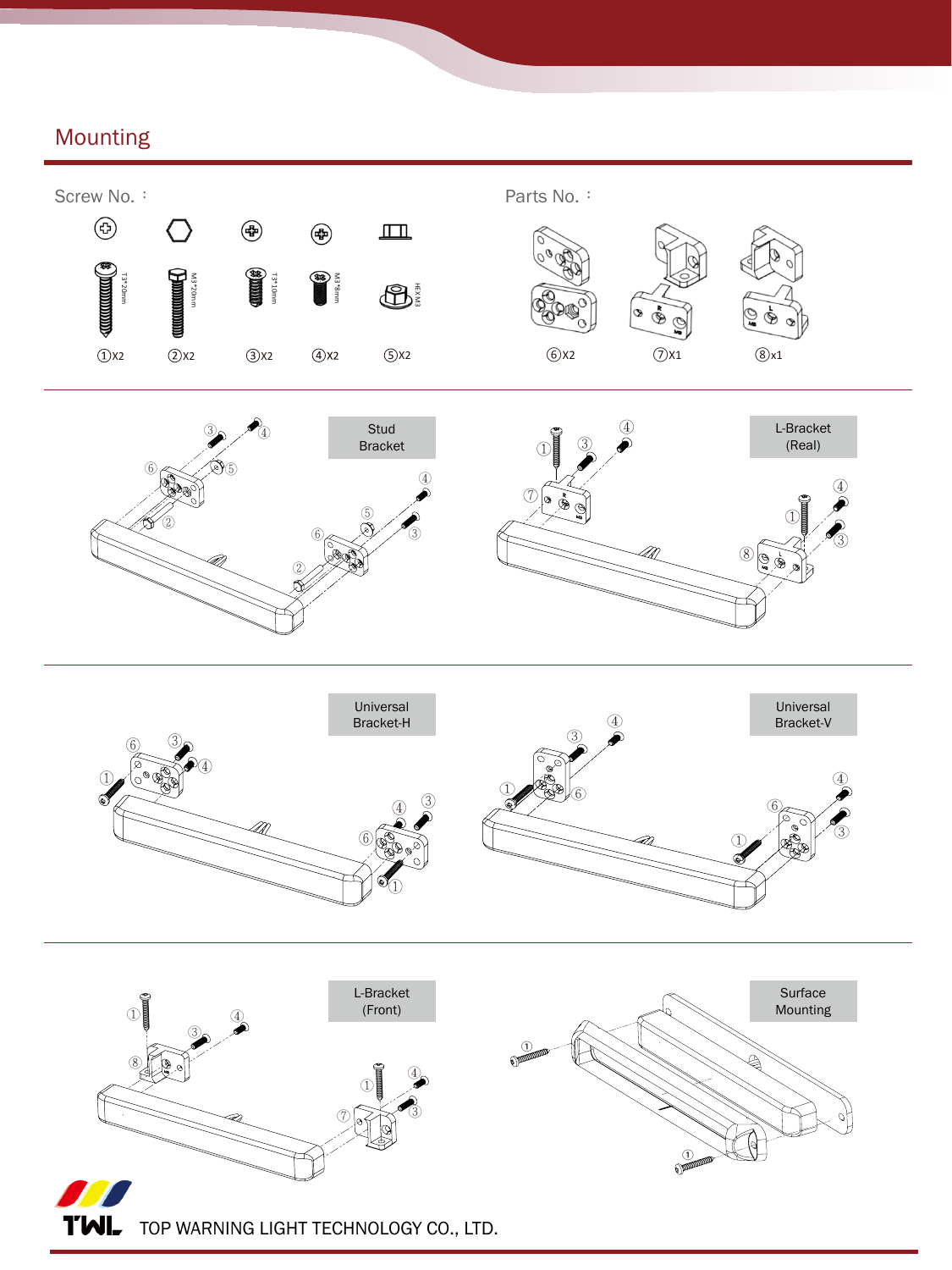# Mounting

Screw No. :

T3*20mm

M3*20mm

T3*10mm

M3*8mm

HEX M3

①X2 ②X2 ③X2 ④X2 ⑤X2

Parts No. :

⑥X2 ⑦X1 ⑧x1

Stud Bracket

L-Bracket (Real)

Universal Bracket-H

Universal Bracket-V

L-Bracket (Front)

Surface Mounting

TOP WARNING LIGHT TECHNOLOGY CO., LTD.